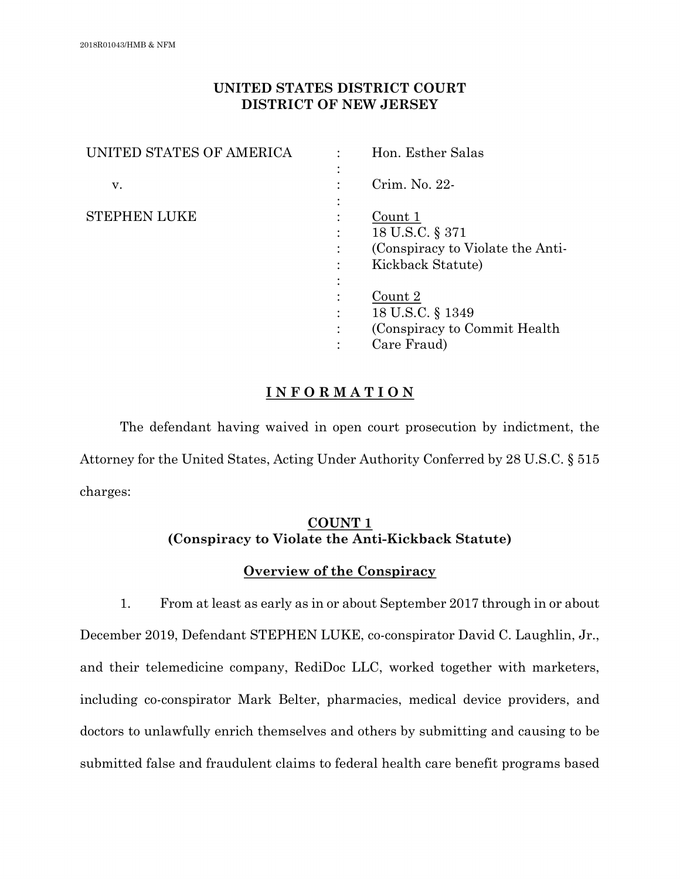2018R01043/HMB & NFM

**UNITED STATES DISTRICT COURT**
**DISTRICT OF NEW JERSEY**

| | | |
|---|---|---|
| UNITED STATES OF AMERICA | : | Hon. Esther Salas |
| v. | : | Crim. No. 22- |
| STEPHEN LUKE | : | Count 1<br>18 U.S.C. § 371<br>(Conspiracy to Violate the Anti-Kickback Statute) |
| | : | Count 2<br>18 U.S.C. § 1349<br>(Conspiracy to Commit Health Care Fraud) |

# I N F O R M A T I O N

The defendant having waived in open court prosecution by indictment, the Attorney for the United States, Acting Under Authority Conferred by 28 U.S.C. § 515 charges:

## COUNT 1
## (Conspiracy to Violate the Anti-Kickback Statute)

### Overview of the Conspiracy

1. From at least as early as in or about September 2017 through in or about December 2019, Defendant STEPHEN LUKE, co-conspirator David C. Laughlin, Jr., and their telemedicine company, RediDoc LLC, worked together with marketers, including co-conspirator Mark Belter, pharmacies, medical device providers, and doctors to unlawfully enrich themselves and others by submitting and causing to be submitted false and fraudulent claims to federal health care benefit programs based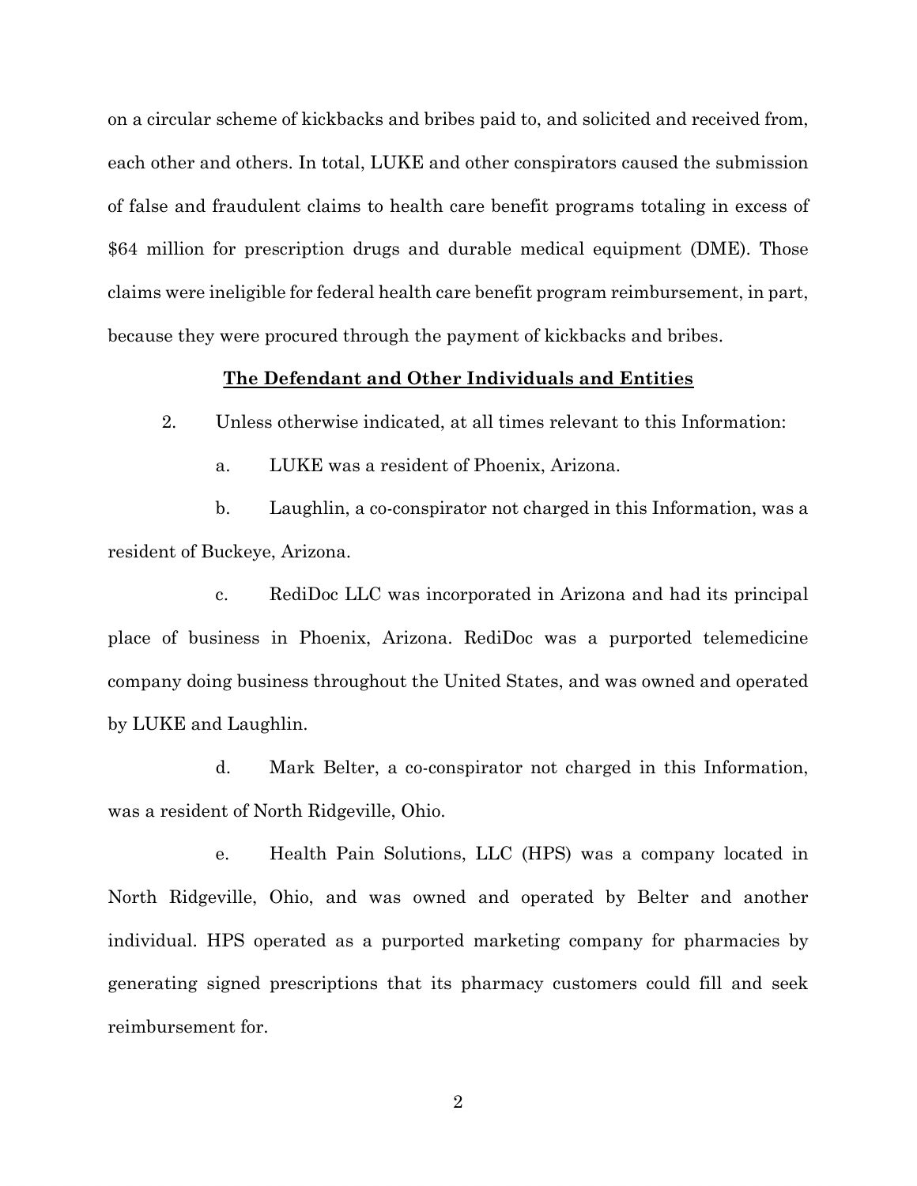on a circular scheme of kickbacks and bribes paid to, and solicited and received from, each other and others. In total, LUKE and other conspirators caused the submission of false and fraudulent claims to health care benefit programs totaling in excess of $64 million for prescription drugs and durable medical equipment (DME). Those claims were ineligible for federal health care benefit program reimbursement, in part, because they were procured through the payment of kickbacks and bribes.

## **The Defendant and Other Individuals and Entities**

2. Unless otherwise indicated, at all times relevant to this Information:

   a. LUKE was a resident of Phoenix, Arizona.

   b. Laughlin, a co-conspirator not charged in this Information, was a resident of Buckeye, Arizona.

   c. RediDoc LLC was incorporated in Arizona and had its principal place of business in Phoenix, Arizona. RediDoc was a purported telemedicine company doing business throughout the United States, and was owned and operated by LUKE and Laughlin.

   d. Mark Belter, a co-conspirator not charged in this Information, was a resident of North Ridgeville, Ohio.

   e. Health Pain Solutions, LLC (HPS) was a company located in North Ridgeville, Ohio, and was owned and operated by Belter and another individual. HPS operated as a purported marketing company for pharmacies by generating signed prescriptions that its pharmacy customers could fill and seek reimbursement for.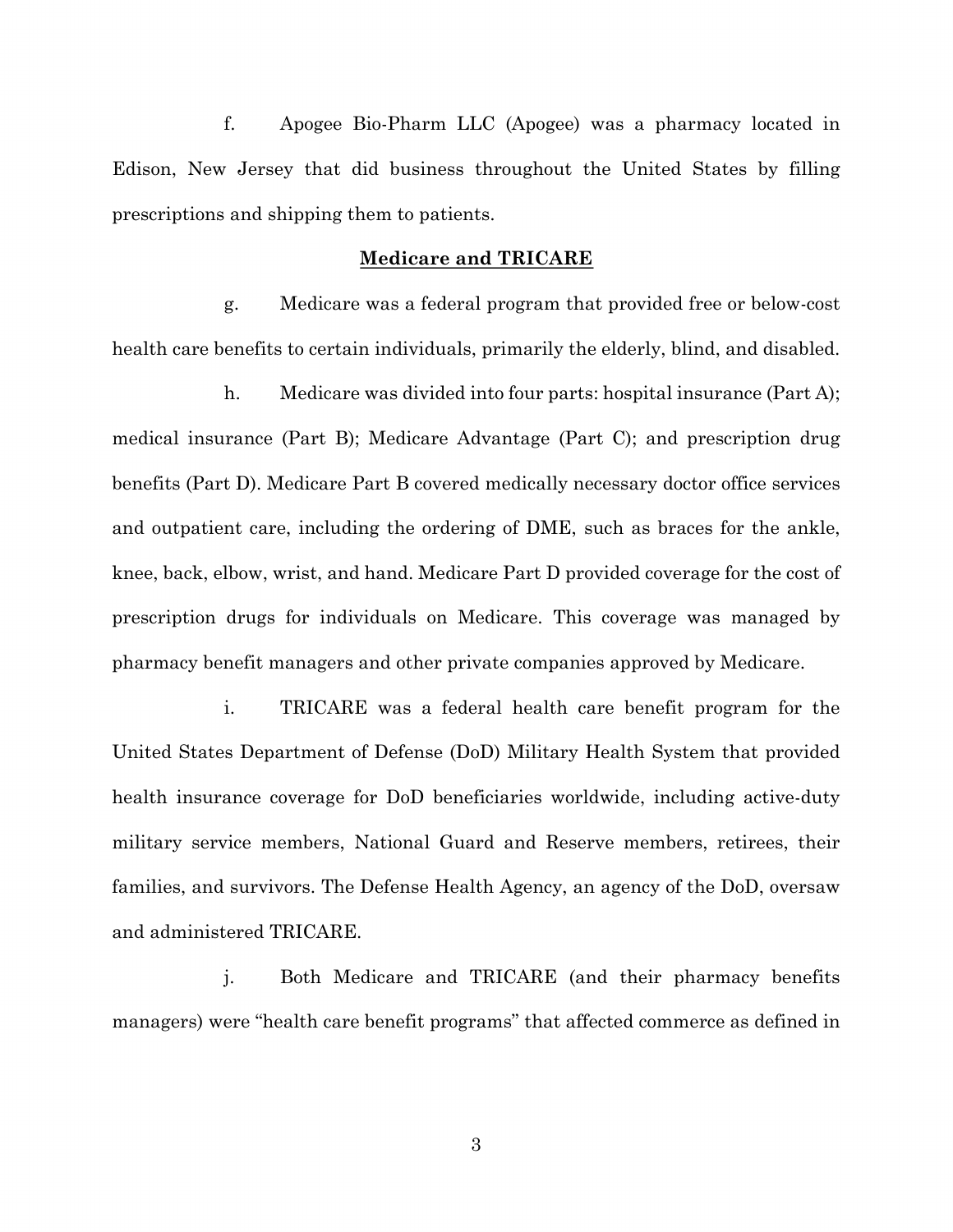f. Apogee Bio-Pharm LLC (Apogee) was a pharmacy located in Edison, New Jersey that did business throughout the United States by filling prescriptions and shipping them to patients.

**Medicare and TRICARE**

g. Medicare was a federal program that provided free or below-cost health care benefits to certain individuals, primarily the elderly, blind, and disabled.

h. Medicare was divided into four parts: hospital insurance (Part A); medical insurance (Part B); Medicare Advantage (Part C); and prescription drug benefits (Part D). Medicare Part B covered medically necessary doctor office services and outpatient care, including the ordering of DME, such as braces for the ankle, knee, back, elbow, wrist, and hand. Medicare Part D provided coverage for the cost of prescription drugs for individuals on Medicare. This coverage was managed by pharmacy benefit managers and other private companies approved by Medicare.

i. TRICARE was a federal health care benefit program for the United States Department of Defense (DoD) Military Health System that provided health insurance coverage for DoD beneficiaries worldwide, including active-duty military service members, National Guard and Reserve members, retirees, their families, and survivors. The Defense Health Agency, an agency of the DoD, oversaw and administered TRICARE.

j. Both Medicare and TRICARE (and their pharmacy benefits managers) were "health care benefit programs" that affected commerce as defined in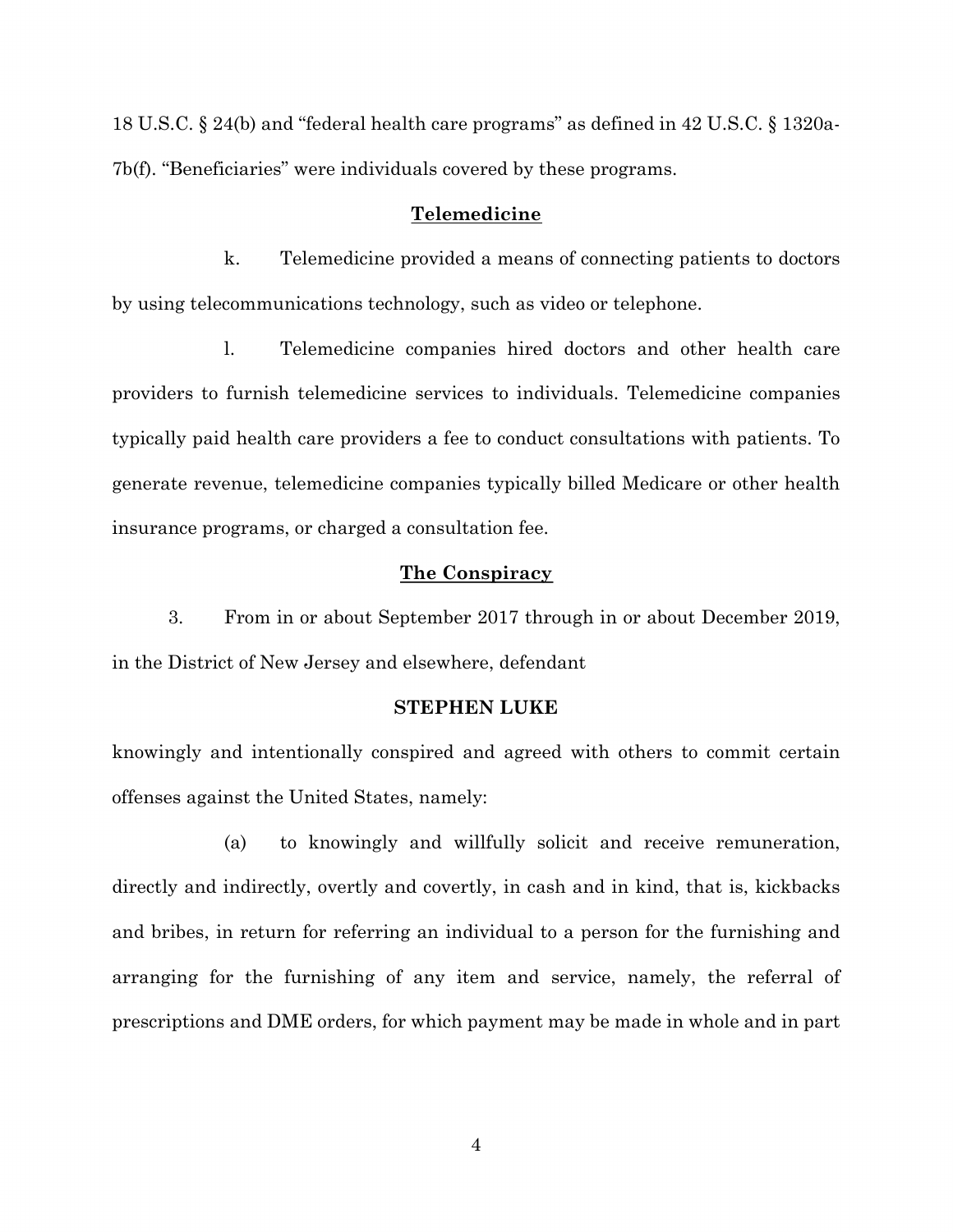18 U.S.C. § 24(b) and "federal health care programs" as defined in 42 U.S.C. § 1320a-7b(f). "Beneficiaries" were individuals covered by these programs.

### Telemedicine

k. Telemedicine provided a means of connecting patients to doctors by using telecommunications technology, such as video or telephone.

l. Telemedicine companies hired doctors and other health care providers to furnish telemedicine services to individuals. Telemedicine companies typically paid health care providers a fee to conduct consultations with patients. To generate revenue, telemedicine companies typically billed Medicare or other health insurance programs, or charged a consultation fee.

### The Conspiracy

3. From in or about September 2017 through in or about December 2019, in the District of New Jersey and elsewhere, defendant

**STEPHEN LUKE**

knowingly and intentionally conspired and agreed with others to commit certain offenses against the United States, namely:

(a) to knowingly and willfully solicit and receive remuneration, directly and indirectly, overtly and covertly, in cash and in kind, that is, kickbacks and bribes, in return for referring an individual to a person for the furnishing and arranging for the furnishing of any item and service, namely, the referral of prescriptions and DME orders, for which payment may be made in whole and in part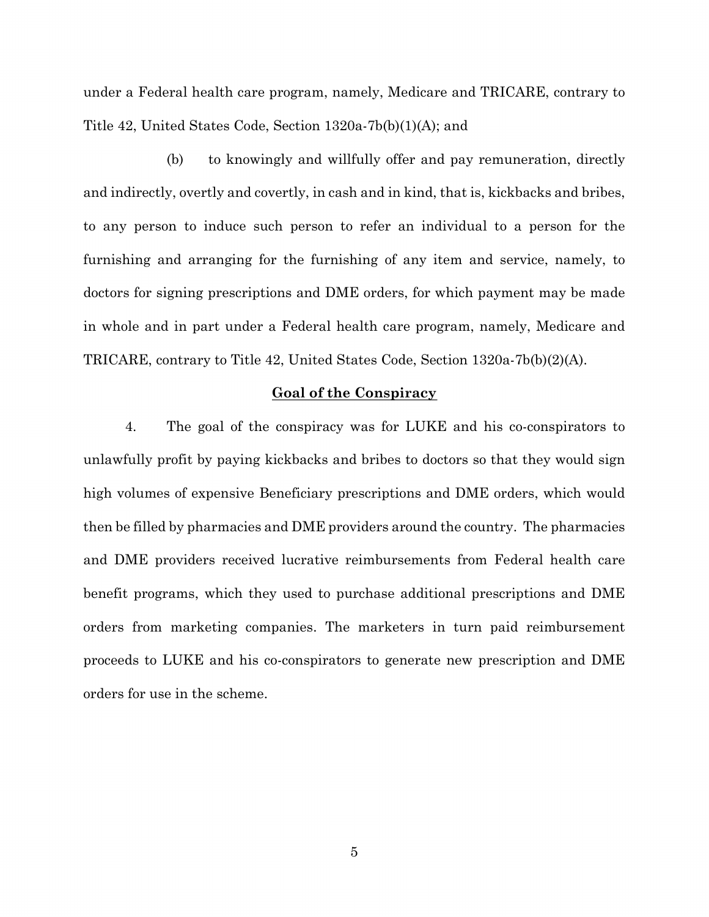under a Federal health care program, namely, Medicare and TRICARE, contrary to Title 42, United States Code, Section 1320a-7b(b)(1)(A); and

(b) to knowingly and willfully offer and pay remuneration, directly and indirectly, overtly and covertly, in cash and in kind, that is, kickbacks and bribes, to any person to induce such person to refer an individual to a person for the furnishing and arranging for the furnishing of any item and service, namely, to doctors for signing prescriptions and DME orders, for which payment may be made in whole and in part under a Federal health care program, namely, Medicare and TRICARE, contrary to Title 42, United States Code, Section 1320a-7b(b)(2)(A).

## Goal of the Conspiracy

4. The goal of the conspiracy was for LUKE and his co-conspirators to unlawfully profit by paying kickbacks and bribes to doctors so that they would sign high volumes of expensive Beneficiary prescriptions and DME orders, which would then be filled by pharmacies and DME providers around the country. The pharmacies and DME providers received lucrative reimbursements from Federal health care benefit programs, which they used to purchase additional prescriptions and DME orders from marketing companies. The marketers in turn paid reimbursement proceeds to LUKE and his co-conspirators to generate new prescription and DME orders for use in the scheme.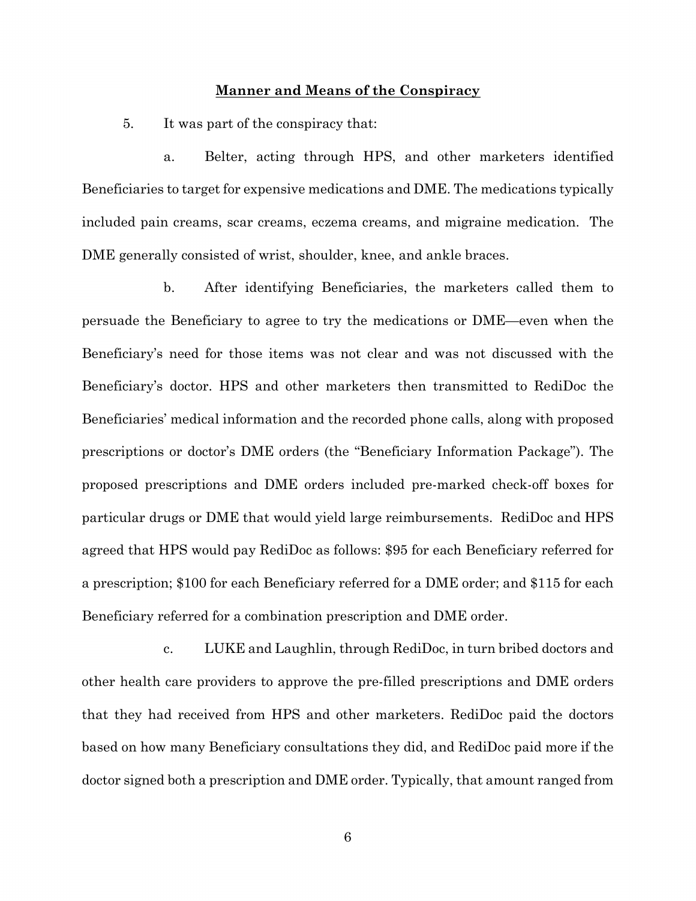**Manner and Means of the Conspiracy**

5. It was part of the conspiracy that:

a. Belter, acting through HPS, and other marketers identified Beneficiaries to target for expensive medications and DME. The medications typically included pain creams, scar creams, eczema creams, and migraine medication. The DME generally consisted of wrist, shoulder, knee, and ankle braces.

b. After identifying Beneficiaries, the marketers called them to persuade the Beneficiary to agree to try the medications or DME—even when the Beneficiary's need for those items was not clear and was not discussed with the Beneficiary's doctor. HPS and other marketers then transmitted to RediDoc the Beneficiaries' medical information and the recorded phone calls, along with proposed prescriptions or doctor's DME orders (the "Beneficiary Information Package"). The proposed prescriptions and DME orders included pre-marked check-off boxes for particular drugs or DME that would yield large reimbursements. RediDoc and HPS agreed that HPS would pay RediDoc as follows: $95 for each Beneficiary referred for a prescription; $100 for each Beneficiary referred for a DME order; and $115 for each Beneficiary referred for a combination prescription and DME order.

c. LUKE and Laughlin, through RediDoc, in turn bribed doctors and other health care providers to approve the pre-filled prescriptions and DME orders that they had received from HPS and other marketers. RediDoc paid the doctors based on how many Beneficiary consultations they did, and RediDoc paid more if the doctor signed both a prescription and DME order. Typically, that amount ranged from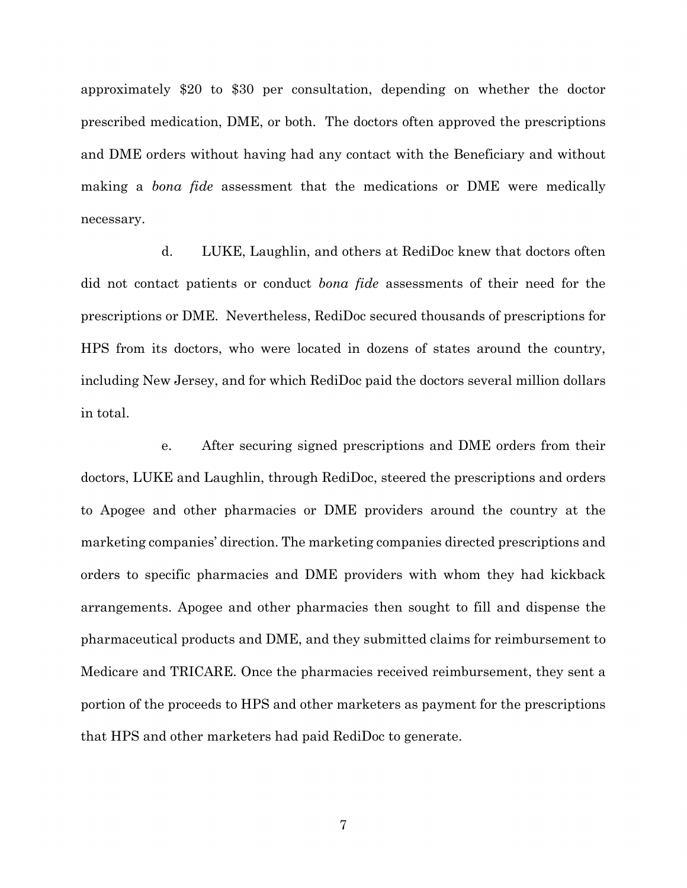approximately $20 to $30 per consultation, depending on whether the doctor prescribed medication, DME, or both. The doctors often approved the prescriptions and DME orders without having had any contact with the Beneficiary and without making a *bona fide* assessment that the medications or DME were medically necessary.

d. LUKE, Laughlin, and others at RediDoc knew that doctors often did not contact patients or conduct *bona fide* assessments of their need for the prescriptions or DME. Nevertheless, RediDoc secured thousands of prescriptions for HPS from its doctors, who were located in dozens of states around the country, including New Jersey, and for which RediDoc paid the doctors several million dollars in total.

e. After securing signed prescriptions and DME orders from their doctors, LUKE and Laughlin, through RediDoc, steered the prescriptions and orders to Apogee and other pharmacies or DME providers around the country at the marketing companies' direction. The marketing companies directed prescriptions and orders to specific pharmacies and DME providers with whom they had kickback arrangements. Apogee and other pharmacies then sought to fill and dispense the pharmaceutical products and DME, and they submitted claims for reimbursement to Medicare and TRICARE. Once the pharmacies received reimbursement, they sent a portion of the proceeds to HPS and other marketers as payment for the prescriptions that HPS and other marketers had paid RediDoc to generate.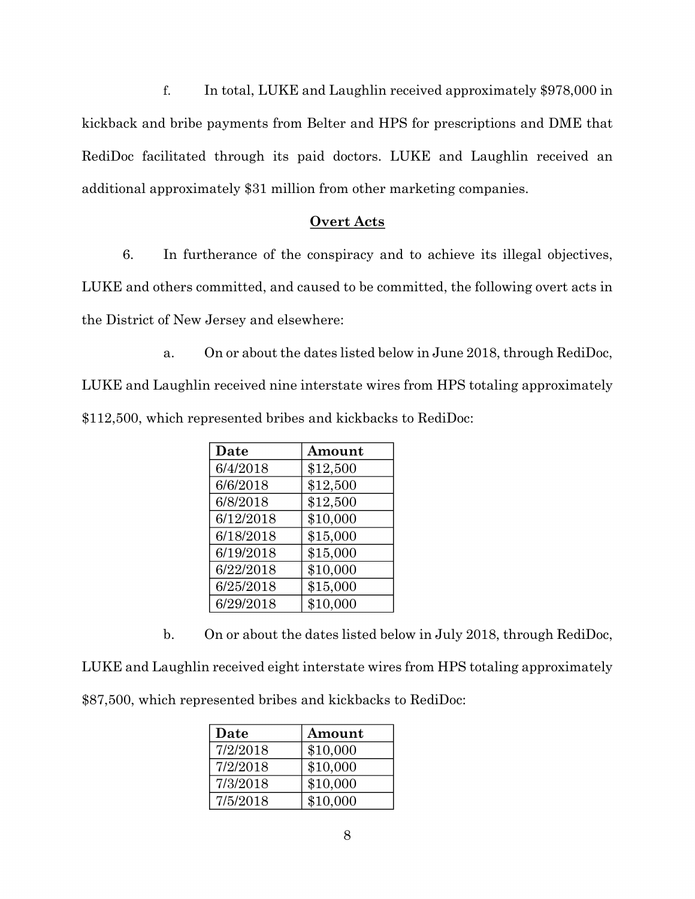f. In total, LUKE and Laughlin received approximately $978,000 in kickback and bribe payments from Belter and HPS for prescriptions and DME that RediDoc facilitated through its paid doctors. LUKE and Laughlin received an additional approximately $31 million from other marketing companies.

## Overt Acts

6. In furtherance of the conspiracy and to achieve its illegal objectives, LUKE and others committed, and caused to be committed, the following overt acts in the District of New Jersey and elsewhere:

a. On or about the dates listed below in June 2018, through RediDoc, LUKE and Laughlin received nine interstate wires from HPS totaling approximately $112,500, which represented bribes and kickbacks to RediDoc:

| Date | Amount |
|---|---|
| 6/4/2018 | $12,500 |
| 6/6/2018 | $12,500 |
| 6/8/2018 | $12,500 |
| 6/12/2018 | $10,000 |
| 6/18/2018 | $15,000 |
| 6/19/2018 | $15,000 |
| 6/22/2018 | $10,000 |
| 6/25/2018 | $15,000 |
| 6/29/2018 | $10,000 |

b. On or about the dates listed below in July 2018, through RediDoc, LUKE and Laughlin received eight interstate wires from HPS totaling approximately $87,500, which represented bribes and kickbacks to RediDoc:

| Date | Amount |
|---|---|
| 7/2/2018 | $10,000 |
| 7/2/2018 | $10,000 |
| 7/3/2018 | $10,000 |
| 7/5/2018 | $10,000 |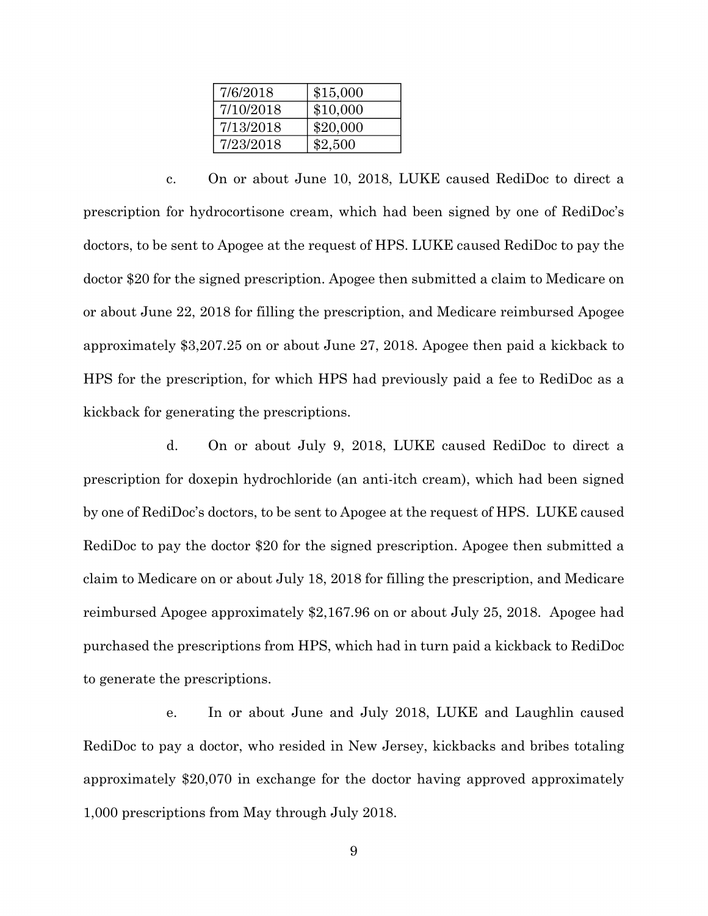| | |
|---|---|
| 7/6/2018 | $15,000 |
| 7/10/2018 | $10,000 |
| 7/13/2018 | $20,000 |
| 7/23/2018 | $2,500 |

c. On or about June 10, 2018, LUKE caused RediDoc to direct a prescription for hydrocortisone cream, which had been signed by one of RediDoc's doctors, to be sent to Apogee at the request of HPS. LUKE caused RediDoc to pay the doctor $20 for the signed prescription. Apogee then submitted a claim to Medicare on or about June 22, 2018 for filling the prescription, and Medicare reimbursed Apogee approximately $3,207.25 on or about June 27, 2018. Apogee then paid a kickback to HPS for the prescription, for which HPS had previously paid a fee to RediDoc as a kickback for generating the prescriptions.

d. On or about July 9, 2018, LUKE caused RediDoc to direct a prescription for doxepin hydrochloride (an anti-itch cream), which had been signed by one of RediDoc's doctors, to be sent to Apogee at the request of HPS. LUKE caused RediDoc to pay the doctor $20 for the signed prescription. Apogee then submitted a claim to Medicare on or about July 18, 2018 for filling the prescription, and Medicare reimbursed Apogee approximately $2,167.96 on or about July 25, 2018. Apogee had purchased the prescriptions from HPS, which had in turn paid a kickback to RediDoc to generate the prescriptions.

e. In or about June and July 2018, LUKE and Laughlin caused RediDoc to pay a doctor, who resided in New Jersey, kickbacks and bribes totaling approximately $20,070 in exchange for the doctor having approved approximately 1,000 prescriptions from May through July 2018.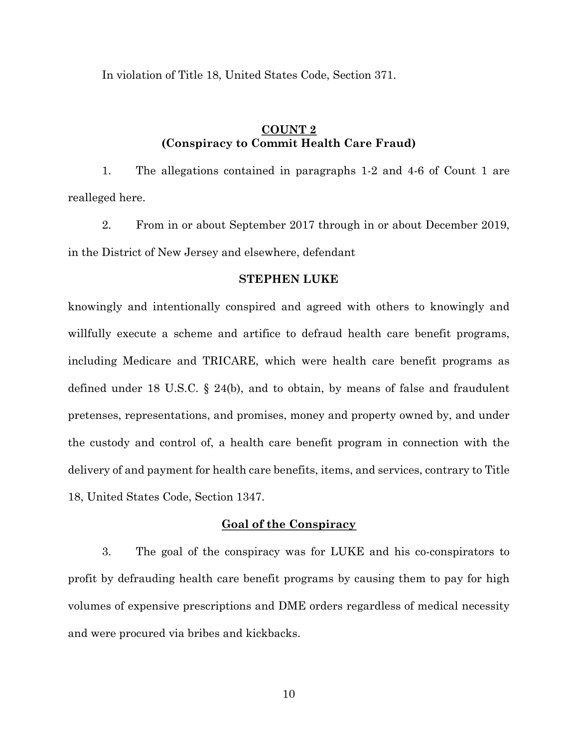In violation of Title 18, United States Code, Section 371.

## COUNT 2
## (Conspiracy to Commit Health Care Fraud)

1. The allegations contained in paragraphs 1-2 and 4-6 of Count 1 are realleged here.

2. From in or about September 2017 through in or about December 2019, in the District of New Jersey and elsewhere, defendant

**STEPHEN LUKE**

knowingly and intentionally conspired and agreed with others to knowingly and willfully execute a scheme and artifice to defraud health care benefit programs, including Medicare and TRICARE, which were health care benefit programs as defined under 18 U.S.C. § 24(b), and to obtain, by means of false and fraudulent pretenses, representations, and promises, money and property owned by, and under the custody and control of, a health care benefit program in connection with the delivery of and payment for health care benefits, items, and services, contrary to Title 18, United States Code, Section 1347.

### Goal of the Conspiracy

3. The goal of the conspiracy was for LUKE and his co-conspirators to profit by defrauding health care benefit programs by causing them to pay for high volumes of expensive prescriptions and DME orders regardless of medical necessity and were procured via bribes and kickbacks.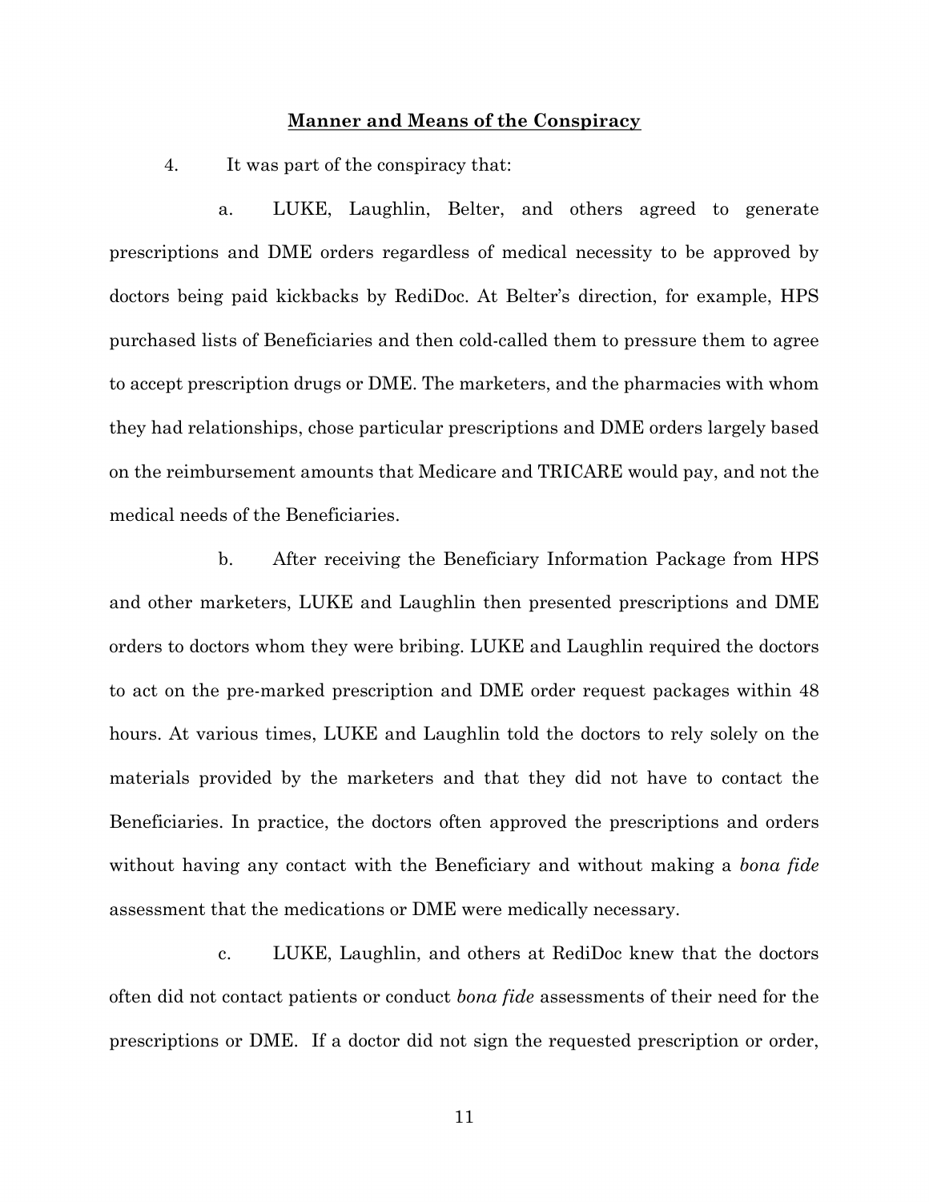**Manner and Means of the Conspiracy**

4. It was part of the conspiracy that:

a. LUKE, Laughlin, Belter, and others agreed to generate prescriptions and DME orders regardless of medical necessity to be approved by doctors being paid kickbacks by RediDoc. At Belter's direction, for example, HPS purchased lists of Beneficiaries and then cold-called them to pressure them to agree to accept prescription drugs or DME. The marketers, and the pharmacies with whom they had relationships, chose particular prescriptions and DME orders largely based on the reimbursement amounts that Medicare and TRICARE would pay, and not the medical needs of the Beneficiaries.

b. After receiving the Beneficiary Information Package from HPS and other marketers, LUKE and Laughlin then presented prescriptions and DME orders to doctors whom they were bribing. LUKE and Laughlin required the doctors to act on the pre-marked prescription and DME order request packages within 48 hours. At various times, LUKE and Laughlin told the doctors to rely solely on the materials provided by the marketers and that they did not have to contact the Beneficiaries. In practice, the doctors often approved the prescriptions and orders without having any contact with the Beneficiary and without making a *bona fide* assessment that the medications or DME were medically necessary.

c. LUKE, Laughlin, and others at RediDoc knew that the doctors often did not contact patients or conduct *bona fide* assessments of their need for the prescriptions or DME. If a doctor did not sign the requested prescription or order,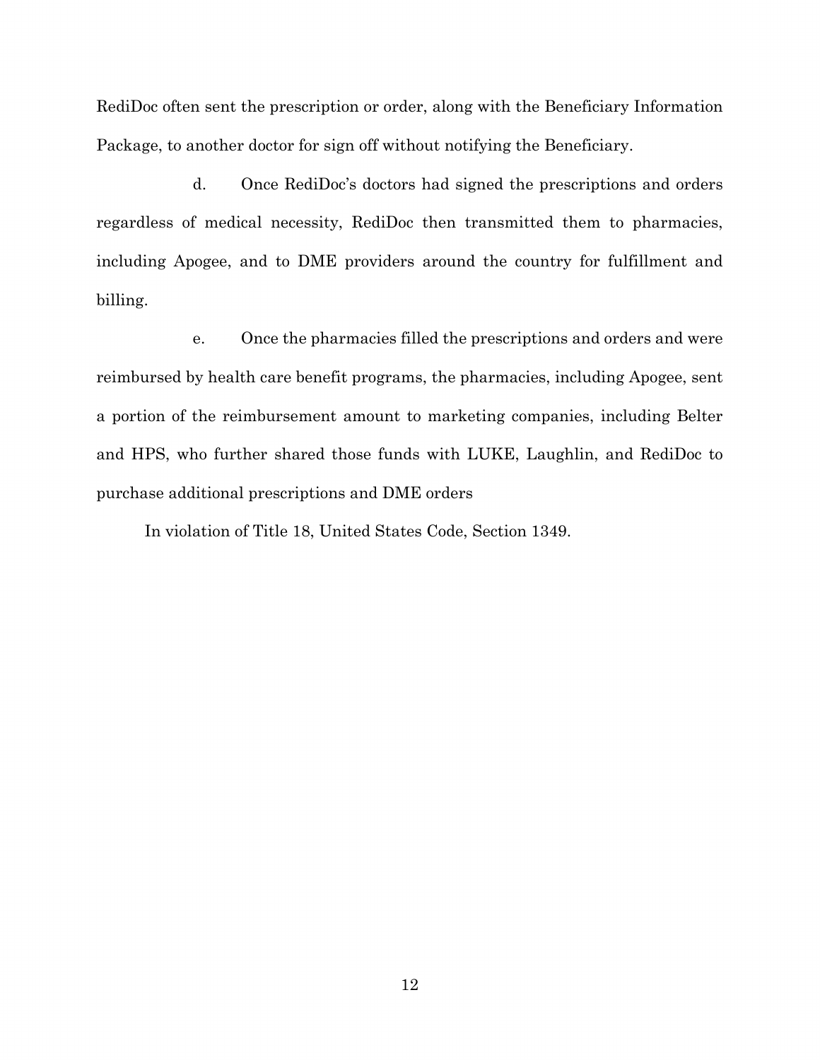RediDoc often sent the prescription or order, along with the Beneficiary Information Package, to another doctor for sign off without notifying the Beneficiary.

d. Once RediDoc's doctors had signed the prescriptions and orders regardless of medical necessity, RediDoc then transmitted them to pharmacies, including Apogee, and to DME providers around the country for fulfillment and billing.

e. Once the pharmacies filled the prescriptions and orders and were reimbursed by health care benefit programs, the pharmacies, including Apogee, sent a portion of the reimbursement amount to marketing companies, including Belter and HPS, who further shared those funds with LUKE, Laughlin, and RediDoc to purchase additional prescriptions and DME orders

In violation of Title 18, United States Code, Section 1349.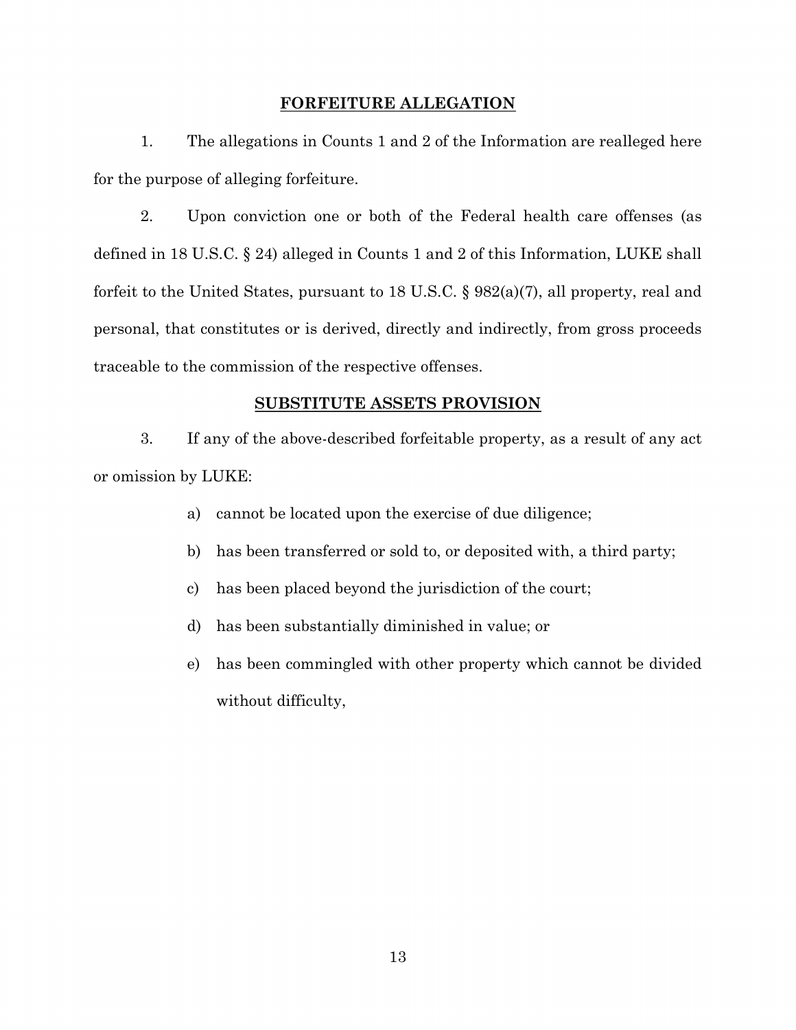## FORFEITURE ALLEGATION

1. The allegations in Counts 1 and 2 of the Information are realleged here for the purpose of alleging forfeiture.

2. Upon conviction one or both of the Federal health care offenses (as defined in 18 U.S.C. § 24) alleged in Counts 1 and 2 of this Information, LUKE shall forfeit to the United States, pursuant to 18 U.S.C. § 982(a)(7), all property, real and personal, that constitutes or is derived, directly and indirectly, from gross proceeds traceable to the commission of the respective offenses.

## SUBSTITUTE ASSETS PROVISION

3. If any of the above-described forfeitable property, as a result of any act or omission by LUKE:

a) cannot be located upon the exercise of due diligence;

b) has been transferred or sold to, or deposited with, a third party;

c) has been placed beyond the jurisdiction of the court;

d) has been substantially diminished in value; or

e) has been commingled with other property which cannot be divided without difficulty,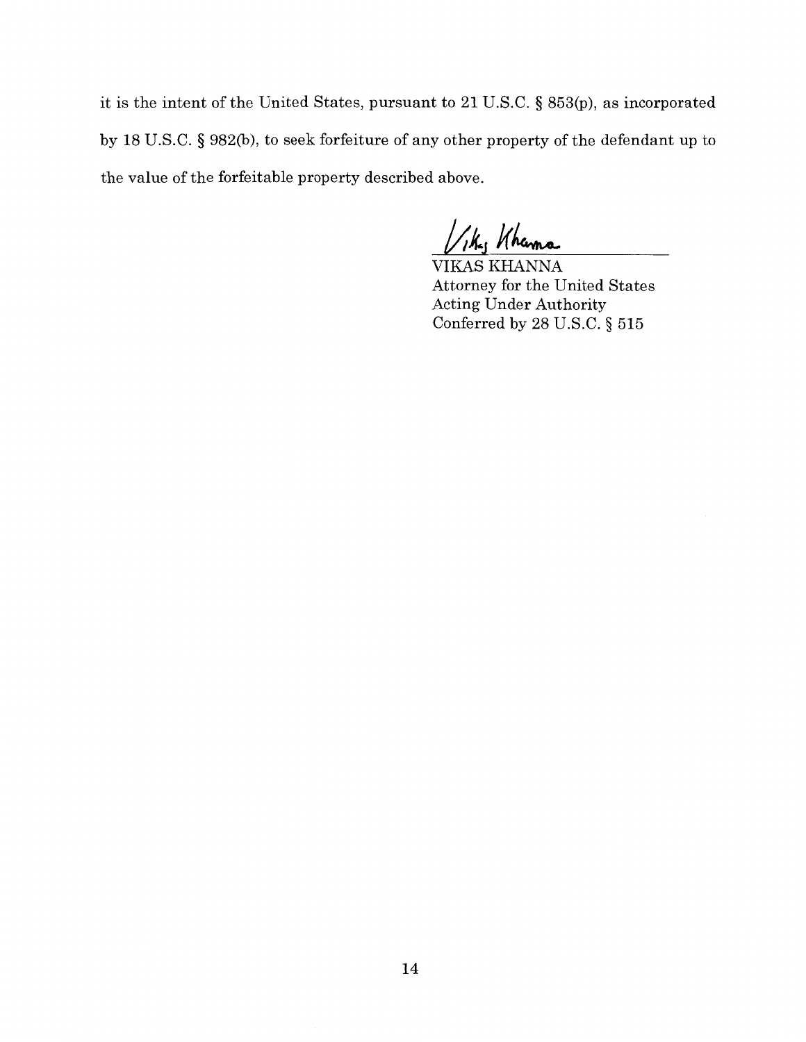it is the intent of the United States, pursuant to 21 U.S.C. § 853(p), as incorporated by 18 U.S.C. § 982(b), to seek forfeiture of any other property of the defendant up to the value of the forfeitable property described above.

Vikas Khanna

VIKAS KHANNA
Attorney for the United States
Acting Under Authority
Conferred by 28 U.S.C. § 515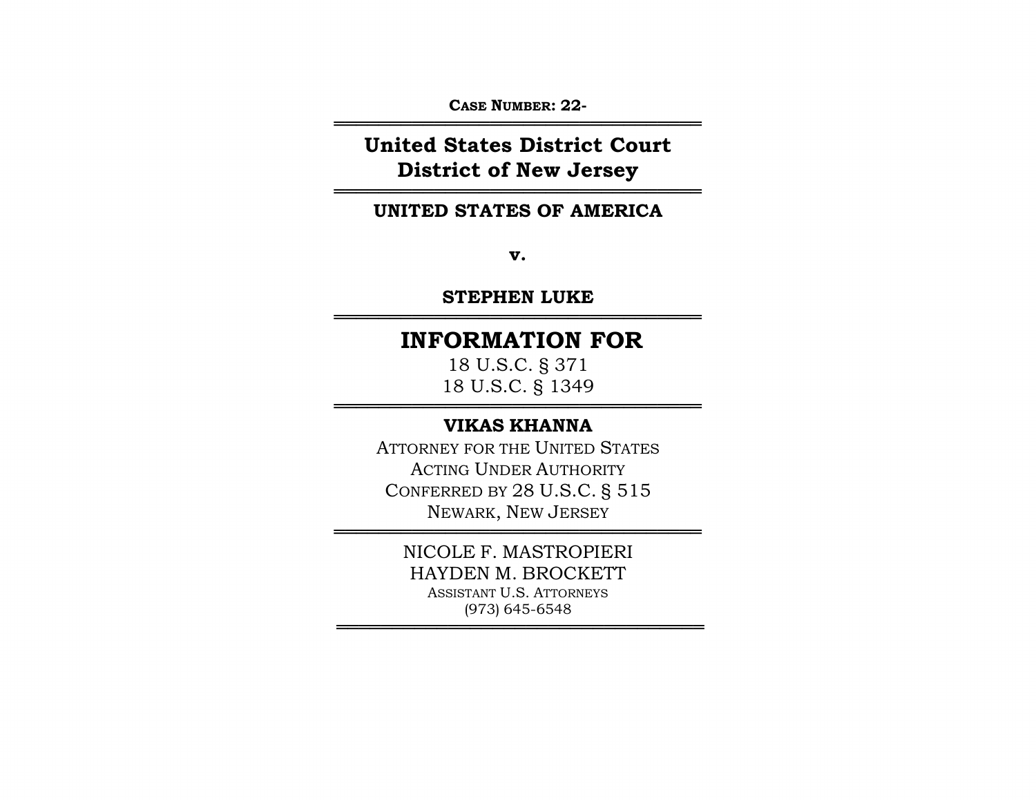**Case Number: 22-**

---

# United States District Court
# District of New Jersey

---

**UNITED STATES OF AMERICA**

**v.**

**STEPHEN LUKE**

---

## INFORMATION FOR

18 U.S.C. § 371
18 U.S.C. § 1349

---

**VIKAS KHANNA**

Attorney for the United States
Acting Under Authority
Conferred by 28 U.S.C. § 515
Newark, New Jersey

---

NICOLE F. MASTROPIERI
HAYDEN M. BROCKETT
Assistant U.S. Attorneys
(973) 645-6548

---